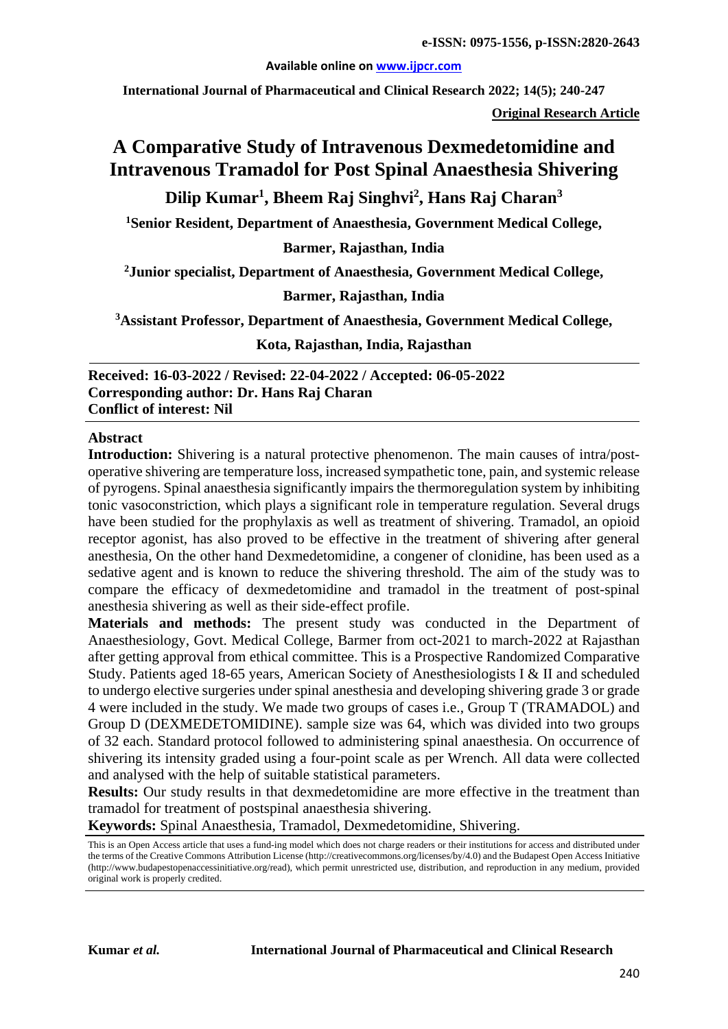**Original Research Article**

# A Comparative Study of Intravenous Dexmedetomidine and Intravenous Tramadol for Post Spinal Anaesthesia Shivering

**Dilip Kumar[1], Bheem Raj Singhvi[2], Hans Raj Charan[3]**

**[1]Senior Resident, Department of Anaesthesia, Government Medical College, Barmer, Rajasthan, India**

**[2]Junior specialist, Department of Anaesthesia, Government Medical College, Barmer, Rajasthan, India**

**[3]Assistant Professor, Department of Anaesthesia, Government Medical College, Kota, Rajasthan, India, Rajasthan**

**Received: 16-03-2022 / Revised: 22-04-2022 / Accepted: 06-05-2022**
**Corresponding author: Dr. Hans Raj Charan**
**Conflict of interest: Nil**

## Abstract

**Introduction:** Shivering is a natural protective phenomenon. The main causes of intra/post-operative shivering are temperature loss, increased sympathetic tone, pain, and systemic release of pyrogens. Spinal anaesthesia significantly impairs the thermoregulation system by inhibiting tonic vasoconstriction, which plays a significant role in temperature regulation. Several drugs have been studied for the prophylaxis as well as treatment of shivering. Tramadol, an opioid receptor agonist, has also proved to be effective in the treatment of shivering after general anesthesia, On the other hand Dexmedetomidine, a congener of clonidine, has been used as a sedative agent and is known to reduce the shivering threshold. The aim of the study was to compare the efficacy of dexmedetomidine and tramadol in the treatment of post-spinal anesthesia shivering as well as their side-effect profile.

**Materials and methods:** The present study was conducted in the Department of Anaesthesiology, Govt. Medical College, Barmer from oct-2021 to march-2022 at Rajasthan after getting approval from ethical committee. This is a Prospective Randomized Comparative Study. Patients aged 18-65 years, American Society of Anesthesiologists I & II and scheduled to undergo elective surgeries under spinal anesthesia and developing shivering grade 3 or grade 4 were included in the study. We made two groups of cases i.e., Group T (TRAMADOL) and Group D (DEXMEDETOMIDINE). sample size was 64, which was divided into two groups of 32 each. Standard protocol followed to administering spinal anaesthesia. On occurrence of shivering its intensity graded using a four-point scale as per Wrench. All data were collected and analysed with the help of suitable statistical parameters.

**Results:** Our study results in that dexmedetomidine are more effective in the treatment than tramadol for treatment of postspinal anaesthesia shivering.

**Keywords:** Spinal Anaesthesia, Tramadol, Dexmedetomidine, Shivering.

This is an Open Access article that uses a fund-ing model which does not charge readers or their institutions for access and distributed under the terms of the Creative Commons Attribution License (http://creativecommons.org/licenses/by/4.0) and the Budapest Open Access Initiative (http://www.budapestopenaccessinitiative.org/read), which permit unrestricted use, distribution, and reproduction in any medium, provided original work is properly credited.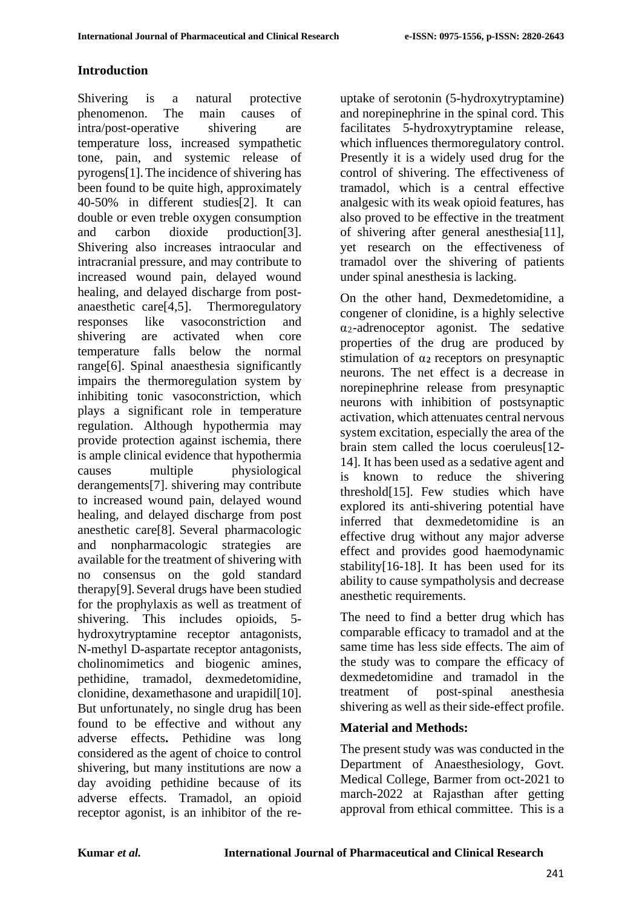## Introduction

Shivering is a natural protective phenomenon. The main causes of intra/post-operative shivering are temperature loss, increased sympathetic tone, pain, and systemic release of pyrogens[1]. The incidence of shivering has been found to be quite high, approximately 40-50% in different studies[2]. It can double or even treble oxygen consumption and carbon dioxide production[3]. Shivering also increases intraocular and intracranial pressure, and may contribute to increased wound pain, delayed wound healing, and delayed discharge from post-anaesthetic care[4,5]. Thermoregulatory responses like vasoconstriction and shivering are activated when core temperature falls below the normal range[6]. Spinal anaesthesia significantly impairs the thermoregulation system by inhibiting tonic vasoconstriction, which plays a significant role in temperature regulation. Although hypothermia may provide protection against ischemia, there is ample clinical evidence that hypothermia causes multiple physiological derangements[7]. shivering may contribute to increased wound pain, delayed wound healing, and delayed discharge from post anesthetic care[8]. Several pharmacologic and nonpharmacologic strategies are available for the treatment of shivering with no consensus on the gold standard therapy[9]. Several drugs have been studied for the prophylaxis as well as treatment of shivering. This includes opioids, 5-hydroxytryptamine receptor antagonists, N-methyl D-aspartate receptor antagonists, cholinomimetics and biogenic amines, pethidine, tramadol, dexmedetomidine, clonidine, dexamethasone and urapidil[10]. But unfortunately, no single drug has been found to be effective and without any adverse effects**.** Pethidine was long considered as the agent of choice to control shivering, but many institutions are now a day avoiding pethidine because of its adverse effects. Tramadol, an opioid receptor agonist, is an inhibitor of the re-uptake of serotonin (5-hydroxytryptamine) and norepinephrine in the spinal cord. This facilitates 5-hydroxytryptamine release, which influences thermoregulatory control. Presently it is a widely used drug for the control of shivering. The effectiveness of tramadol, which is a central effective analgesic with its weak opioid features, has also proved to be effective in the treatment of shivering after general anesthesia[11], yet research on the effectiveness of tramadol over the shivering of patients under spinal anesthesia is lacking.

On the other hand, Dexmedetomidine, a congener of clonidine, is a highly selective $\alpha_2$-adrenoceptor agonist. The sedative properties of the drug are produced by stimulation of $\alpha_2$ receptors on presynaptic neurons. The net effect is a decrease in norepinephrine release from presynaptic neurons with inhibition of postsynaptic activation, which attenuates central nervous system excitation, especially the area of the brain stem called the locus coeruleus[12-14]. It has been used as a sedative agent and is known to reduce the shivering threshold[15]. Few studies which have explored its anti-shivering potential have inferred that dexmedetomidine is an effective drug without any major adverse effect and provides good haemodynamic stability[16-18]. It has been used for its ability to cause sympatholysis and decrease anesthetic requirements.

The need to find a better drug which has comparable efficacy to tramadol and at the same time has less side effects. The aim of the study was to compare the efficacy of dexmedetomidine and tramadol in the treatment of post-spinal anesthesia shivering as well as their side-effect profile.

## Material and Methods:

The present study was was conducted in the Department of Anaesthesiology, Govt. Medical College, Barmer from oct-2021 to march-2022 at Rajasthan after getting approval from ethical committee. This is a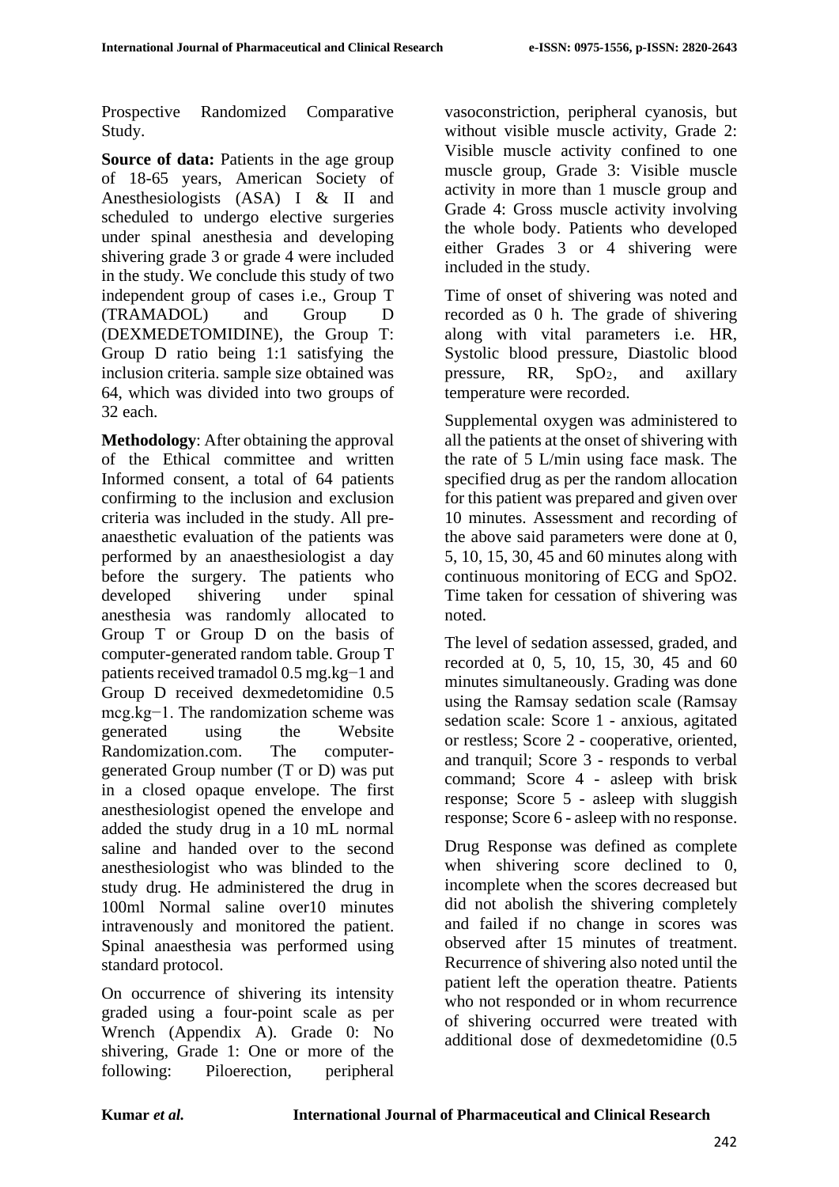Prospective Randomized Comparative Study.

**Source of data:** Patients in the age group of 18-65 years, American Society of Anesthesiologists (ASA) I & II and scheduled to undergo elective surgeries under spinal anesthesia and developing shivering grade 3 or grade 4 were included in the study. We conclude this study of two independent group of cases i.e., Group T (TRAMADOL) and Group D (DEXMEDETOMIDINE), the Group T: Group D ratio being 1:1 satisfying the inclusion criteria. sample size obtained was 64, which was divided into two groups of 32 each.

**Methodology**: After obtaining the approval of the Ethical committee and written Informed consent, a total of 64 patients confirming to the inclusion and exclusion criteria was included in the study. All pre-anaesthetic evaluation of the patients was performed by an anaesthesiologist a day before the surgery. The patients who developed shivering under spinal anesthesia was randomly allocated to Group T or Group D on the basis of computer-generated random table. Group T patients received tramadol 0.5 mg.kg−1 and Group D received dexmedetomidine 0.5 mcg.kg−1. The randomization scheme was generated using the Website Randomization.com. The computer-generated Group number (T or D) was put in a closed opaque envelope. The first anesthesiologist opened the envelope and added the study drug in a 10 mL normal saline and handed over to the second anesthesiologist who was blinded to the study drug. He administered the drug in 100ml Normal saline over10 minutes intravenously and monitored the patient. Spinal anaesthesia was performed using standard protocol.

On occurrence of shivering its intensity graded using a four-point scale as per Wrench (Appendix A). Grade 0: No shivering, Grade 1: One or more of the following: Piloerection, peripheral vasoconstriction, peripheral cyanosis, but without visible muscle activity, Grade 2: Visible muscle activity confined to one muscle group, Grade 3: Visible muscle activity in more than 1 muscle group and Grade 4: Gross muscle activity involving the whole body. Patients who developed either Grades 3 or 4 shivering were included in the study.

Time of onset of shivering was noted and recorded as 0 h. The grade of shivering along with vital parameters i.e. HR, Systolic blood pressure, Diastolic blood pressure, RR, $SpO_2$, and axillary temperature were recorded.

Supplemental oxygen was administered to all the patients at the onset of shivering with the rate of 5 L/min using face mask. The specified drug as per the random allocation for this patient was prepared and given over 10 minutes. Assessment and recording of the above said parameters were done at 0, 5, 10, 15, 30, 45 and 60 minutes along with continuous monitoring of ECG and SpO2. Time taken for cessation of shivering was noted.

The level of sedation assessed, graded, and recorded at 0, 5, 10, 15, 30, 45 and 60 minutes simultaneously. Grading was done using the Ramsay sedation scale (Ramsay sedation scale: Score 1 - anxious, agitated or restless; Score 2 - cooperative, oriented, and tranquil; Score 3 - responds to verbal command; Score 4 - asleep with brisk response; Score 5 - asleep with sluggish response; Score 6 - asleep with no response.

Drug Response was defined as complete when shivering score declined to 0, incomplete when the scores decreased but did not abolish the shivering completely and failed if no change in scores was observed after 15 minutes of treatment. Recurrence of shivering also noted until the patient left the operation theatre. Patients who not responded or in whom recurrence of shivering occurred were treated with additional dose of dexmedetomidine (0.5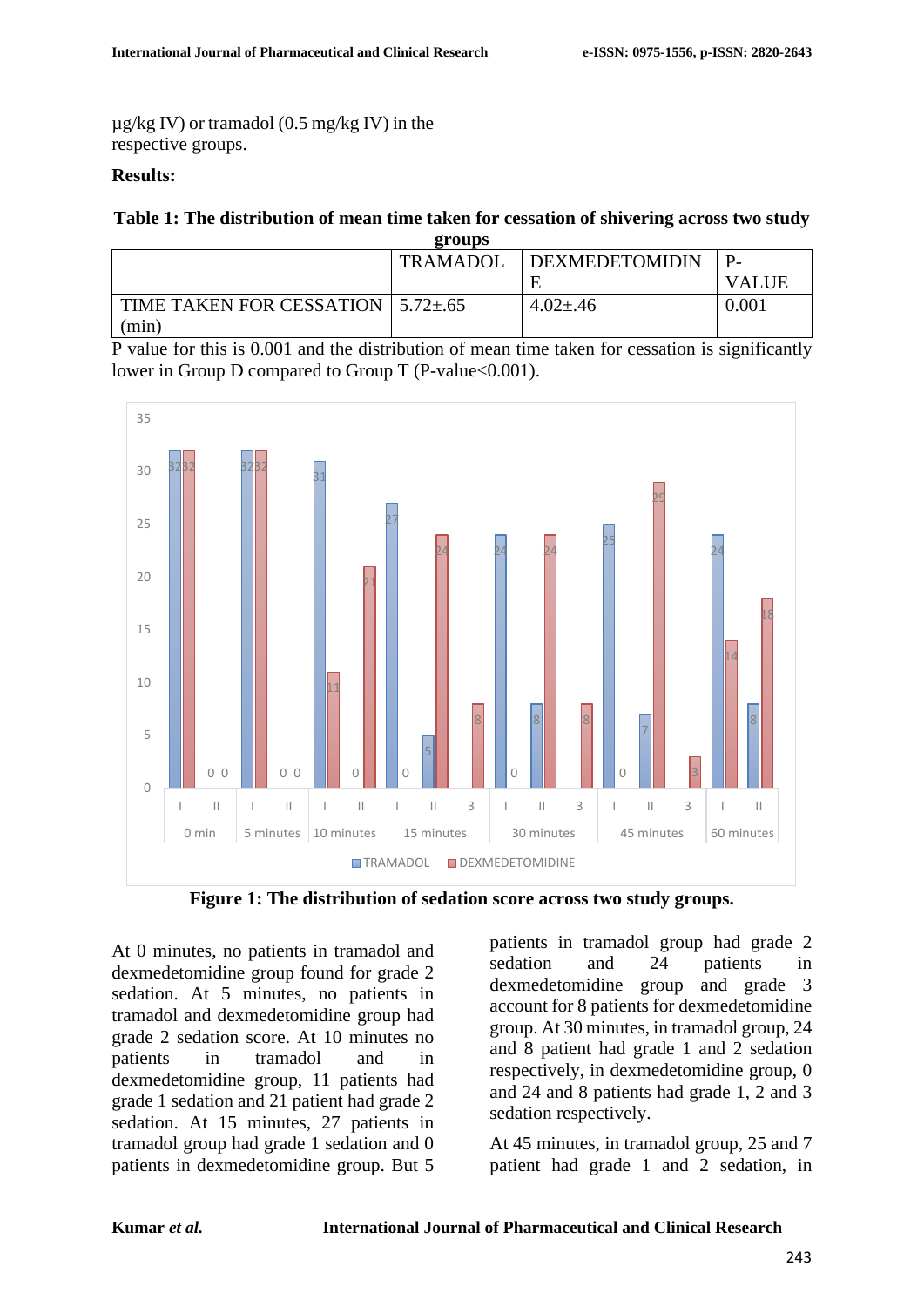μg/kg IV) or tramadol (0.5 mg/kg IV) in the respective groups.

**Results:**

**Table 1: The distribution of mean time taken for cessation of shivering across two study groups**

| | TRAMADOL | DEXMEDETOMIDINE | P-VALUE |
|---|---|---|---|
| TIME TAKEN FOR CESSATION (min) | 5.72±.65 | 4.02±.46 | 0.001 |

P value for this is 0.001 and the distribution of mean time taken for cessation is significantly lower in Group D compared to Group T (P-value<0.001).

**Figure 1: The distribution of sedation score across two study groups.**

At 0 minutes, no patients in tramadol and dexmedetomidine group found for grade 2 sedation. At 5 minutes, no patients in tramadol and dexmedetomidine group had grade 2 sedation score. At 10 minutes no patients in tramadol and in dexmedetomidine group, 11 patients had grade 1 sedation and 21 patient had grade 2 sedation. At 15 minutes, 27 patients in tramadol group had grade 1 sedation and 0 patients in dexmedetomidine group. But 5 patients in tramadol group had grade 2 sedation and 24 patients in dexmedetomidine group and grade 3 account for 8 patients for dexmedetomidine group. At 30 minutes, in tramadol group, 24 and 8 patient had grade 1 and 2 sedation respectively, in dexmedetomidine group, 0 and 24 and 8 patients had grade 1, 2 and 3 sedation respectively.

At 45 minutes, in tramadol group, 25 and 7 patient had grade 1 and 2 sedation, in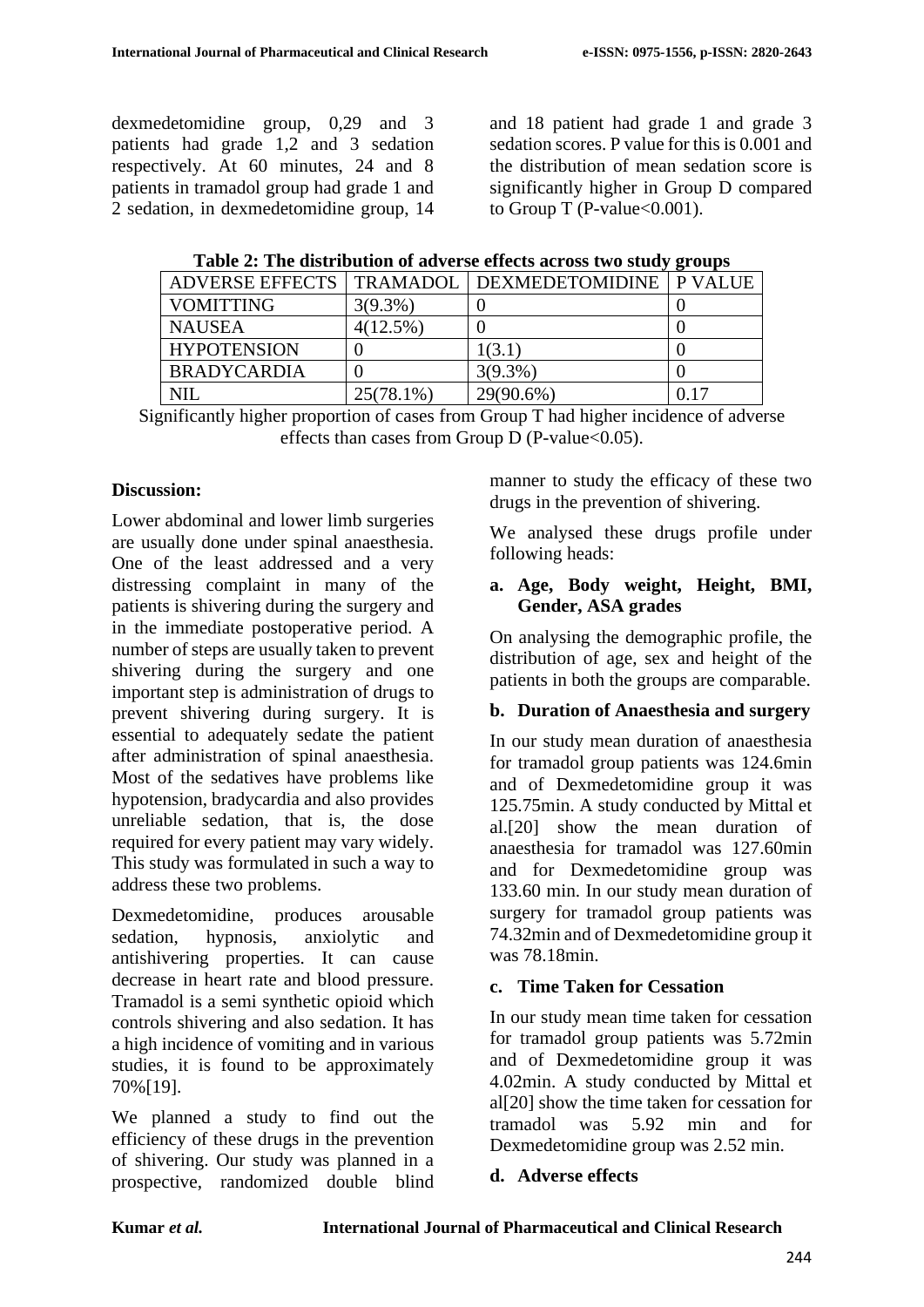dexmedetomidine group, 0,29 and 3 patients had grade 1,2 and 3 sedation respectively. At 60 minutes, 24 and 8 patients in tramadol group had grade 1 and 2 sedation, in dexmedetomidine group, 14 and 18 patient had grade 1 and grade 3 sedation scores. P value for this is 0.001 and the distribution of mean sedation score is significantly higher in Group D compared to Group T (P-value<0.001).

**Table 2: The distribution of adverse effects across two study groups**

| ADVERSE EFFECTS | TRAMADOL | DEXMEDETOMIDINE | P VALUE |
|---|---|---|---|
| VOMITTING | 3(9.3%) | 0 | 0 |
| NAUSEA | 4(12.5%) | 0 | 0 |
| HYPOTENSION | 0 | 1(3.1) | 0 |
| BRADYCARDIA | 0 | 3(9.3%) | 0 |
| NIL | 25(78.1%) | 29(90.6%) | 0.17 |

Significantly higher proportion of cases from Group T had higher incidence of adverse effects than cases from Group D (P-value<0.05).

## Discussion:

Lower abdominal and lower limb surgeries are usually done under spinal anaesthesia. One of the least addressed and a very distressing complaint in many of the patients is shivering during the surgery and in the immediate postoperative period. A number of steps are usually taken to prevent shivering during the surgery and one important step is administration of drugs to prevent shivering during surgery. It is essential to adequately sedate the patient after administration of spinal anaesthesia. Most of the sedatives have problems like hypotension, bradycardia and also provides unreliable sedation, that is, the dose required for every patient may vary widely. This study was formulated in such a way to address these two problems.

Dexmedetomidine, produces arousable sedation, hypnosis, anxiolytic and antishivering properties. It can cause decrease in heart rate and blood pressure. Tramadol is a semi synthetic opioid which controls shivering and also sedation. It has a high incidence of vomiting and in various studies, it is found to be approximately 70%[19].

We planned a study to find out the efficiency of these drugs in the prevention of shivering. Our study was planned in a prospective, randomized double blind manner to study the efficacy of these two drugs in the prevention of shivering.

We analysed these drugs profile under following heads:

**a. Age, Body weight, Height, BMI, Gender, ASA grades**

On analysing the demographic profile, the distribution of age, sex and height of the patients in both the groups are comparable.

**b. Duration of Anaesthesia and surgery**

In our study mean duration of anaesthesia for tramadol group patients was 124.6min and of Dexmedetomidine group it was 125.75min. A study conducted by Mittal et al.[20] show the mean duration of anaesthesia for tramadol was 127.60min and for Dexmedetomidine group was 133.60 min. In our study mean duration of surgery for tramadol group patients was 74.32min and of Dexmedetomidine group it was 78.18min.

**c. Time Taken for Cessation**

In our study mean time taken for cessation for tramadol group patients was 5.72min and of Dexmedetomidine group it was 4.02min. A study conducted by Mittal et al[20] show the time taken for cessation for tramadol was 5.92 min and for Dexmedetomidine group was 2.52 min.

**d. Adverse effects**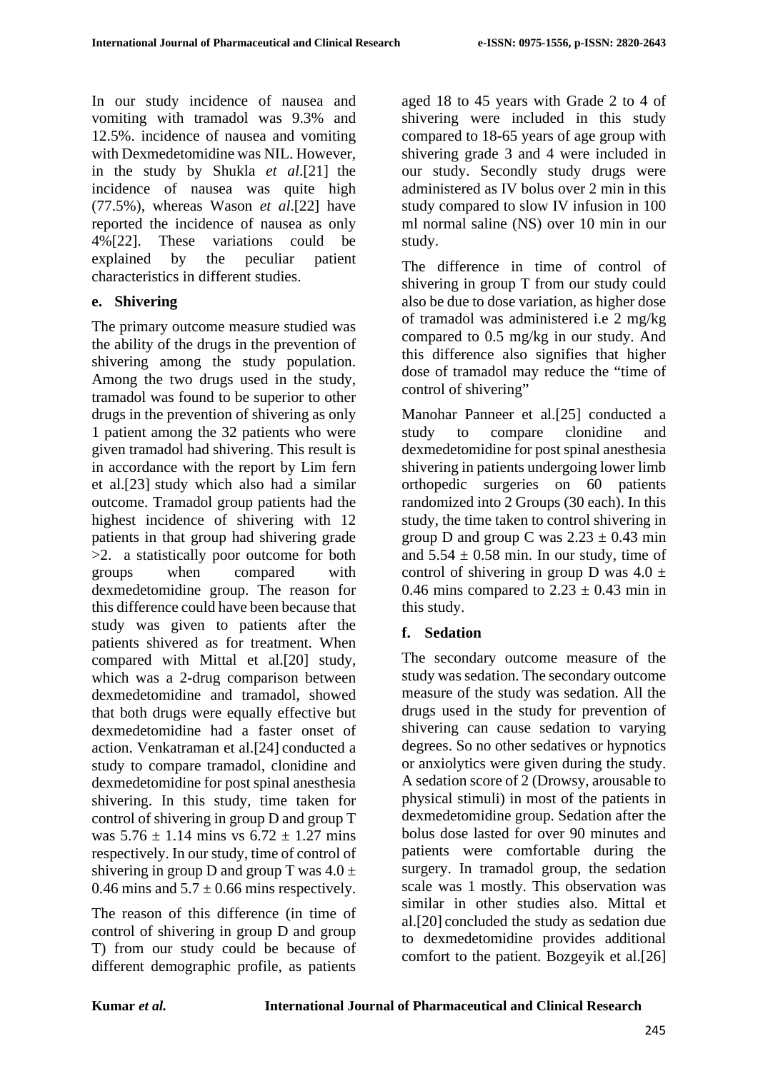In our study incidence of nausea and vomiting with tramadol was 9.3% and 12.5%. incidence of nausea and vomiting with Dexmedetomidine was NIL. However, in the study by Shukla *et al*.[21] the incidence of nausea was quite high (77.5%), whereas Wason *et al*.[22] have reported the incidence of nausea as only 4%[22]. These variations could be explained by the peculiar patient characteristics in different studies.

**e. Shivering**

The primary outcome measure studied was the ability of the drugs in the prevention of shivering among the study population. Among the two drugs used in the study, tramadol was found to be superior to other drugs in the prevention of shivering as only 1 patient among the 32 patients who were given tramadol had shivering. This result is in accordance with the report by Lim fern et al.[23] study which also had a similar outcome. Tramadol group patients had the highest incidence of shivering with 12 patients in that group had shivering grade >2. a statistically poor outcome for both groups when compared with dexmedetomidine group. The reason for this difference could have been because that study was given to patients after the patients shivered as for treatment. When compared with Mittal et al.[20] study, which was a 2-drug comparison between dexmedetomidine and tramadol, showed that both drugs were equally effective but dexmedetomidine had a faster onset of action. Venkatraman et al.[24] conducted a study to compare tramadol, clonidine and dexmedetomidine for post spinal anesthesia shivering. In this study, time taken for control of shivering in group D and group T was 5.76 ± 1.14 mins vs 6.72 ± 1.27 mins respectively. In our study, time of control of shivering in group D and group T was 4.0 ± 0.46 mins and 5.7 ± 0.66 mins respectively.

The reason of this difference (in time of control of shivering in group D and group T) from our study could be because of different demographic profile, as patients aged 18 to 45 years with Grade 2 to 4 of shivering were included in this study compared to 18-65 years of age group with shivering grade 3 and 4 were included in our study. Secondly study drugs were administered as IV bolus over 2 min in this study compared to slow IV infusion in 100 ml normal saline (NS) over 10 min in our study.

The difference in time of control of shivering in group T from our study could also be due to dose variation, as higher dose of tramadol was administered i.e 2 mg/kg compared to 0.5 mg/kg in our study. And this difference also signifies that higher dose of tramadol may reduce the "time of control of shivering"

Manohar Panneer et al.[25] conducted a study to compare clonidine and dexmedetomidine for post spinal anesthesia shivering in patients undergoing lower limb orthopedic surgeries on 60 patients randomized into 2 Groups (30 each). In this study, the time taken to control shivering in group D and group C was 2.23 ± 0.43 min and 5.54 ± 0.58 min. In our study, time of control of shivering in group D was 4.0 ± 0.46 mins compared to 2.23 ± 0.43 min in this study.

**f. Sedation**

The secondary outcome measure of the study was sedation. The secondary outcome measure of the study was sedation. All the drugs used in the study for prevention of shivering can cause sedation to varying degrees. So no other sedatives or hypnotics or anxiolytics were given during the study. A sedation score of 2 (Drowsy, arousable to physical stimuli) in most of the patients in dexmedetomidine group. Sedation after the bolus dose lasted for over 90 minutes and patients were comfortable during the surgery. In tramadol group, the sedation scale was 1 mostly. This observation was similar in other studies also. Mittal et al.[20] concluded the study as sedation due to dexmedetomidine provides additional comfort to the patient. Bozgeyik et al.[26]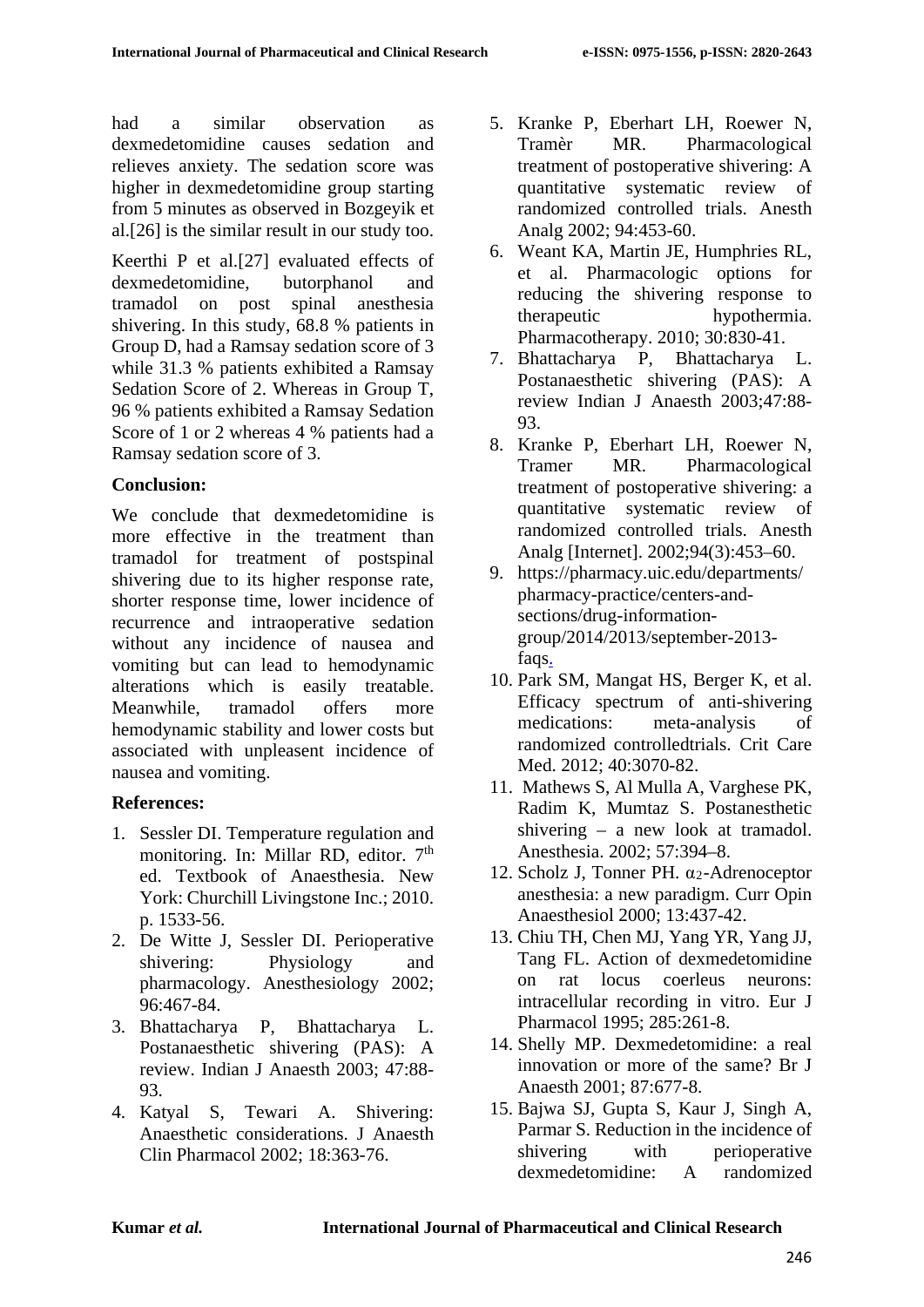had a similar observation as dexmedetomidine causes sedation and relieves anxiety. The sedation score was higher in dexmedetomidine group starting from 5 minutes as observed in Bozgeyik et al.[26] is the similar result in our study too.

Keerthi P et al.[27] evaluated effects of dexmedetomidine, butorphanol and tramadol on post spinal anesthesia shivering. In this study, 68.8 % patients in Group D, had a Ramsay sedation score of 3 while 31.3 % patients exhibited a Ramsay Sedation Score of 2. Whereas in Group T, 96 % patients exhibited a Ramsay Sedation Score of 1 or 2 whereas 4 % patients had a Ramsay sedation score of 3.

**Conclusion:**

We conclude that dexmedetomidine is more effective in the treatment than tramadol for treatment of postspinal shivering due to its higher response rate, shorter response time, lower incidence of recurrence and intraoperative sedation without any incidence of nausea and vomiting but can lead to hemodynamic alterations which is easily treatable. Meanwhile, tramadol offers more hemodynamic stability and lower costs but associated with unpleasent incidence of nausea and vomiting.

**References:**

1. Sessler DI. Temperature regulation and monitoring. In: Millar RD, editor. 7th ed. Textbook of Anaesthesia. New York: Churchill Livingstone Inc.; 2010. p. 1533-56.
2. De Witte J, Sessler DI. Perioperative shivering: Physiology and pharmacology. Anesthesiology 2002; 96:467-84.
3. Bhattacharya P, Bhattacharya L. Postanaesthetic shivering (PAS): A review. Indian J Anaesth 2003; 47:88-93.
4. Katyal S, Tewari A. Shivering: Anaesthetic considerations. J Anaesth Clin Pharmacol 2002; 18:363-76.
5. Kranke P, Eberhart LH, Roewer N, Tramèr MR. Pharmacological treatment of postoperative shivering: A quantitative systematic review of randomized controlled trials. Anesth Analg 2002; 94:453-60.
6. Weant KA, Martin JE, Humphries RL, et al. Pharmacologic options for reducing the shivering response to therapeutic hypothermia. Pharmacotherapy. 2010; 30:830-41.
7. Bhattacharya P, Bhattacharya L. Postanaesthetic shivering (PAS): A review Indian J Anaesth 2003;47:88-93.
8. Kranke P, Eberhart LH, Roewer N, Tramer MR. Pharmacological treatment of postoperative shivering: a quantitative systematic review of randomized controlled trials. Anesth Analg [Internet]. 2002;94(3):453–60.
9. https://pharmacy.uic.edu/departments/pharmacy-practice/centers-and-sections/drug-information-group/2014/2013/september-2013-faqs.
10. Park SM, Mangat HS, Berger K, et al. Efficacy spectrum of anti-shivering medications: meta-analysis of randomized controlledtrials. Crit Care Med. 2012; 40:3070-82.
11. Mathews S, Al Mulla A, Varghese PK, Radim K, Mumtaz S. Postanesthetic shivering – a new look at tramadol. Anesthesia. 2002; 57:394–8.
12. Scholz J, Tonner PH. $\alpha_2$-Adrenoceptor anesthesia: a new paradigm. Curr Opin Anaesthesiol 2000; 13:437-42.
13. Chiu TH, Chen MJ, Yang YR, Yang JJ, Tang FL. Action of dexmedetomidine on rat locus coerleus neurons: intracellular recording in vitro. Eur J Pharmacol 1995; 285:261-8.
14. Shelly MP. Dexmedetomidine: a real innovation or more of the same? Br J Anaesth 2001; 87:677-8.
15. Bajwa SJ, Gupta S, Kaur J, Singh A, Parmar S. Reduction in the incidence of shivering with perioperative dexmedetomidine: A randomized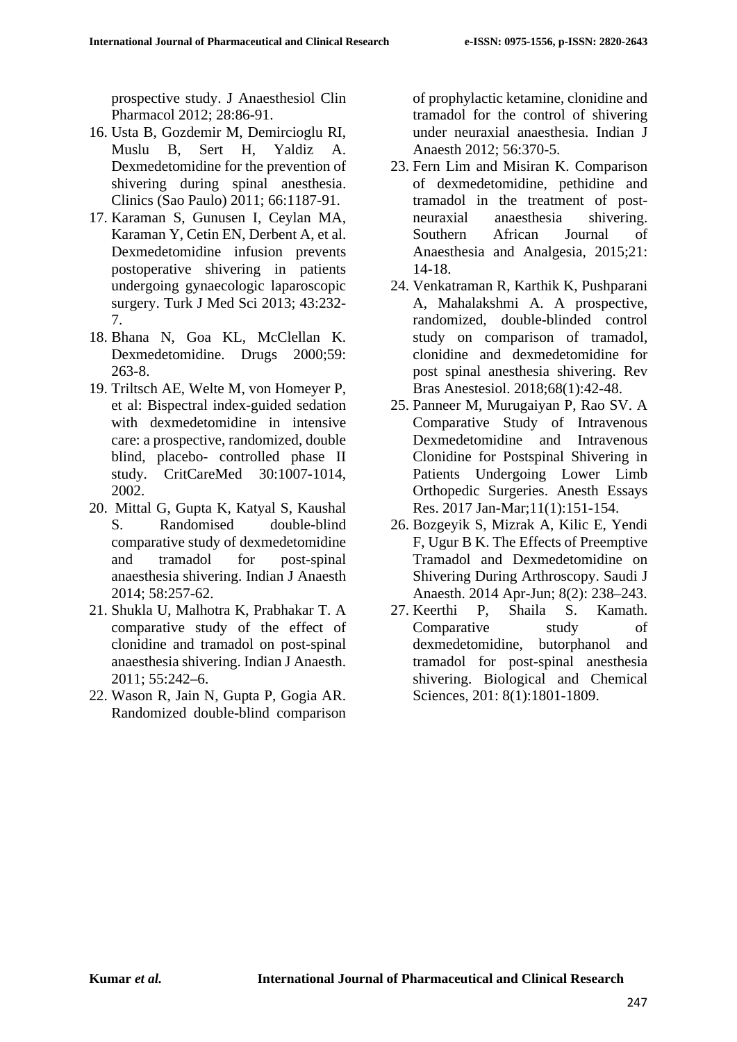prospective study. J Anaesthesiol Clin Pharmacol 2012; 28:86-91.

16. Usta B, Gozdemir M, Demircioglu RI, Muslu B, Sert H, Yaldiz A. Dexmedetomidine for the prevention of shivering during spinal anesthesia. Clinics (Sao Paulo) 2011; 66:1187-91.
17. Karaman S, Gunusen I, Ceylan MA, Karaman Y, Cetin EN, Derbent A, et al. Dexmedetomidine infusion prevents postoperative shivering in patients undergoing gynaecologic laparoscopic surgery. Turk J Med Sci 2013; 43:232-7.
18. Bhana N, Goa KL, McClellan K. Dexmedetomidine. Drugs 2000;59: 263-8.
19. Triltsch AE, Welte M, von Homeyer P, et al: Bispectral index-guided sedation with dexmedetomidine in intensive care: a prospective, randomized, double blind, placebo- controlled phase II study. CritCareMed 30:1007-1014, 2002.
20. Mittal G, Gupta K, Katyal S, Kaushal S. Randomised double-blind comparative study of dexmedetomidine and tramadol for post-spinal anaesthesia shivering. Indian J Anaesth 2014; 58:257-62.
21. Shukla U, Malhotra K, Prabhakar T. A comparative study of the effect of clonidine and tramadol on post-spinal anaesthesia shivering. Indian J Anaesth. 2011; 55:242–6.
22. Wason R, Jain N, Gupta P, Gogia AR. Randomized double-blind comparison of prophylactic ketamine, clonidine and tramadol for the control of shivering under neuraxial anaesthesia. Indian J Anaesth 2012; 56:370-5.
23. Fern Lim and Misiran K. Comparison of dexmedetomidine, pethidine and tramadol in the treatment of post-neuraxial anaesthesia shivering. Southern African Journal of Anaesthesia and Analgesia, 2015;21: 14-18.
24. Venkatraman R, Karthik K, Pushparani A, Mahalakshmi A. A prospective, randomized, double-blinded control study on comparison of tramadol, clonidine and dexmedetomidine for post spinal anesthesia shivering. Rev Bras Anestesiol. 2018;68(1):42-48.
25. Panneer M, Murugaiyan P, Rao SV. A Comparative Study of Intravenous Dexmedetomidine and Intravenous Clonidine for Postspinal Shivering in Patients Undergoing Lower Limb Orthopedic Surgeries. Anesth Essays Res. 2017 Jan-Mar;11(1):151-154.
26. Bozgeyik S, Mizrak A, Kilic E, Yendi F, Ugur B K. The Effects of Preemptive Tramadol and Dexmedetomidine on Shivering During Arthroscopy. Saudi J Anaesth. 2014 Apr-Jun; 8(2): 238–243.
27. Keerthi P, Shaila S. Kamath. Comparative study of dexmedetomidine, butorphanol and tramadol for post-spinal anesthesia shivering. Biological and Chemical Sciences, 201: 8(1):1801-1809.